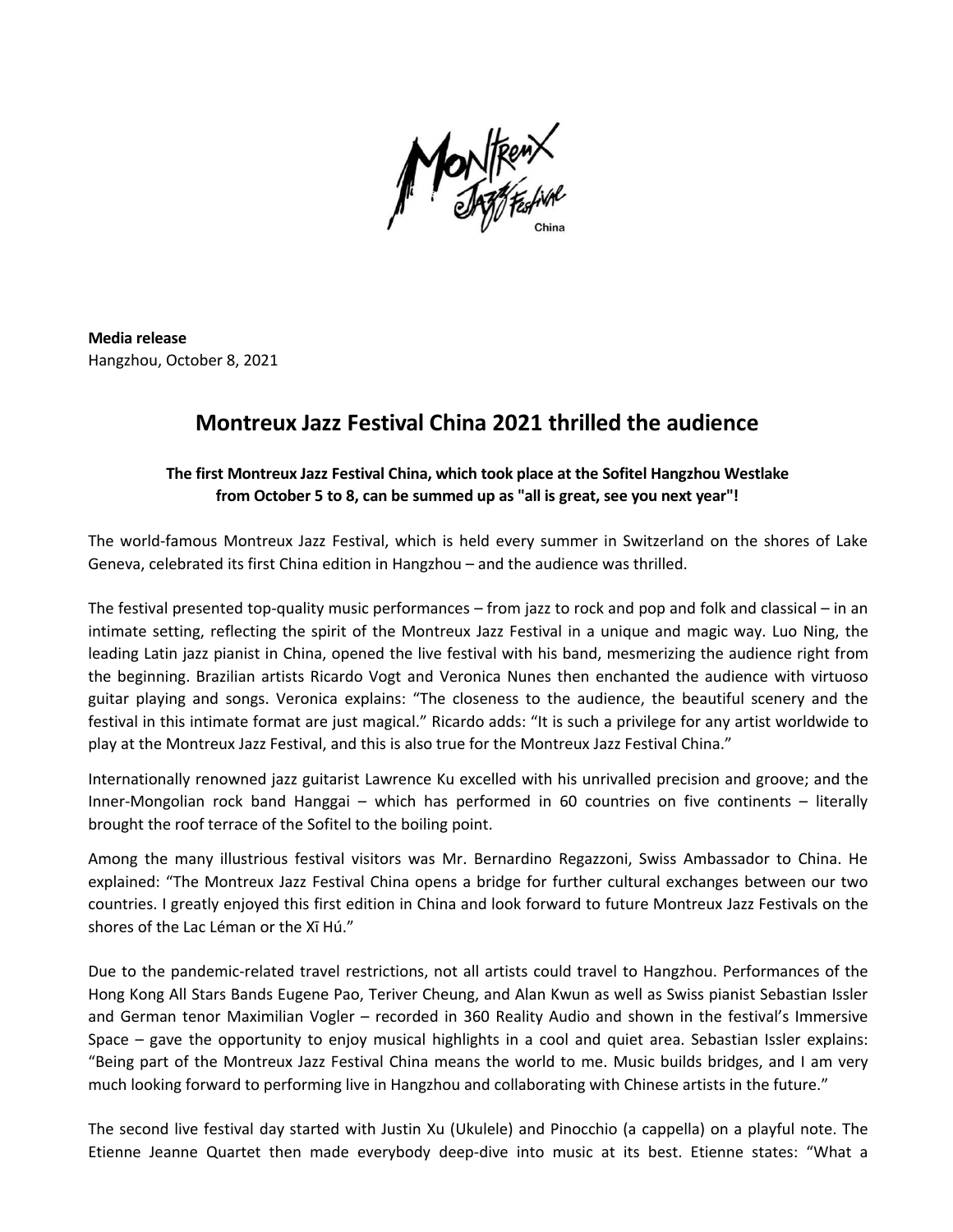**Media release**
Hangzhou, October 8, 2021

# Montreux Jazz Festival China 2021 thrilled the audience

**The first Montreux Jazz Festival China, which took place at the Sofitel Hangzhou Westlake from October 5 to 8, can be summed up as "all is great, see you next year"!**

The world-famous Montreux Jazz Festival, which is held every summer in Switzerland on the shores of Lake Geneva, celebrated its first China edition in Hangzhou – and the audience was thrilled.

The festival presented top-quality music performances – from jazz to rock and pop and folk and classical – in an intimate setting, reflecting the spirit of the Montreux Jazz Festival in a unique and magic way. Luo Ning, the leading Latin jazz pianist in China, opened the live festival with his band, mesmerizing the audience right from the beginning. Brazilian artists Ricardo Vogt and Veronica Nunes then enchanted the audience with virtuoso guitar playing and songs. Veronica explains: "The closeness to the audience, the beautiful scenery and the festival in this intimate format are just magical." Ricardo adds: "It is such a privilege for any artist worldwide to play at the Montreux Jazz Festival, and this is also true for the Montreux Jazz Festival China."

Internationally renowned jazz guitarist Lawrence Ku excelled with his unrivalled precision and groove; and the Inner-Mongolian rock band Hanggai – which has performed in 60 countries on five continents – literally brought the roof terrace of the Sofitel to the boiling point.

Among the many illustrious festival visitors was Mr. Bernardino Regazzoni, Swiss Ambassador to China. He explained: "The Montreux Jazz Festival China opens a bridge for further cultural exchanges between our two countries. I greatly enjoyed this first edition in China and look forward to future Montreux Jazz Festivals on the shores of the Lac Léman or the Xī Hú."

Due to the pandemic-related travel restrictions, not all artists could travel to Hangzhou. Performances of the Hong Kong All Stars Bands Eugene Pao, Teriver Cheung, and Alan Kwun as well as Swiss pianist Sebastian Issler and German tenor Maximilian Vogler – recorded in 360 Reality Audio and shown in the festival's Immersive Space – gave the opportunity to enjoy musical highlights in a cool and quiet area. Sebastian Issler explains: "Being part of the Montreux Jazz Festival China means the world to me. Music builds bridges, and I am very much looking forward to performing live in Hangzhou and collaborating with Chinese artists in the future."

The second live festival day started with Justin Xu (Ukulele) and Pinocchio (a cappella) on a playful note. The Etienne Jeanne Quartet then made everybody deep-dive into music at its best. Etienne states: "What a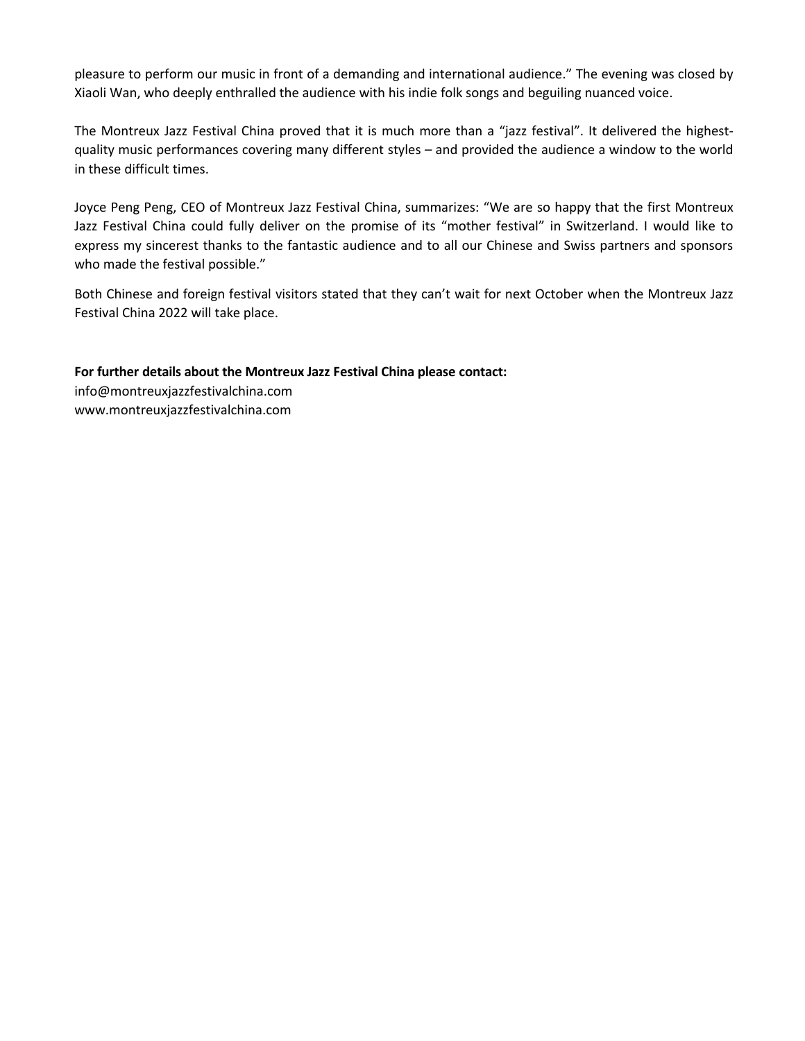pleasure to perform our music in front of a demanding and international audience." The evening was closed by Xiaoli Wan, who deeply enthralled the audience with his indie folk songs and beguiling nuanced voice.

The Montreux Jazz Festival China proved that it is much more than a "jazz festival". It delivered the highest-quality music performances covering many different styles – and provided the audience a window to the world in these difficult times.

Joyce Peng Peng, CEO of Montreux Jazz Festival China, summarizes: "We are so happy that the first Montreux Jazz Festival China could fully deliver on the promise of its "mother festival" in Switzerland. I would like to express my sincerest thanks to the fantastic audience and to all our Chinese and Swiss partners and sponsors who made the festival possible."

Both Chinese and foreign festival visitors stated that they can't wait for next October when the Montreux Jazz Festival China 2022 will take place.

**For further details about the Montreux Jazz Festival China please contact:**
info@montreuxjazzfestivalchina.com
www.montreuxjazzfestivalchina.com